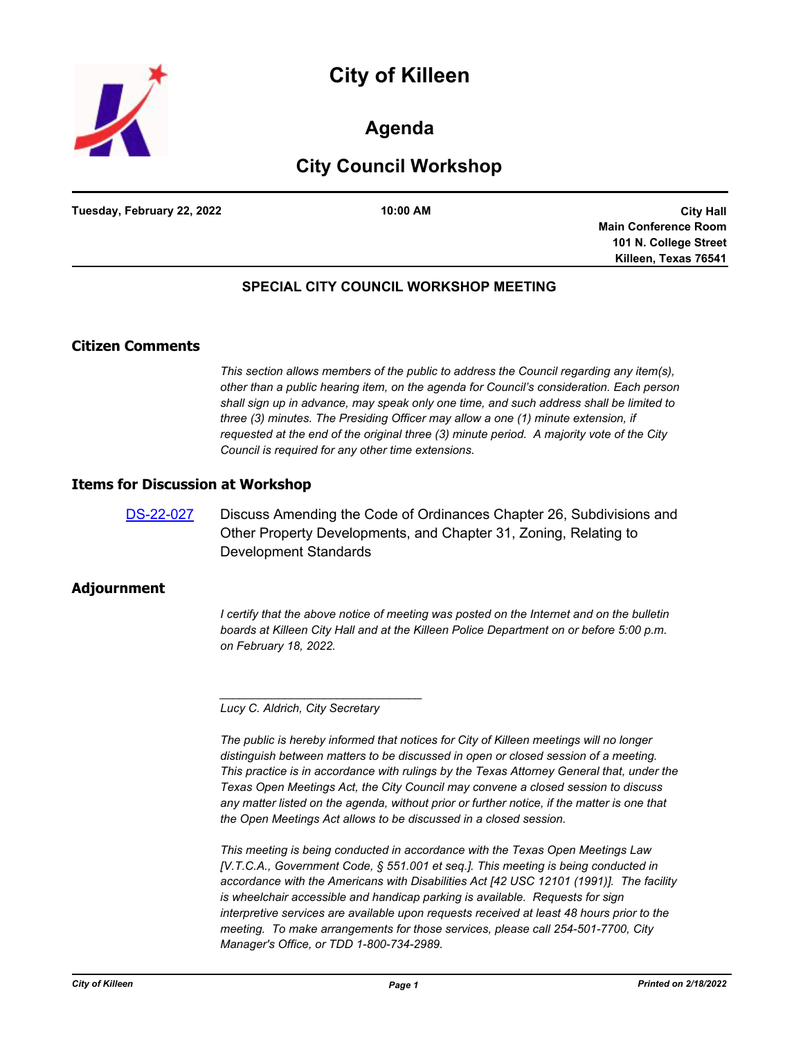# City of Killeen

## Agenda

## City Council Workshop

**Tuesday, February 22, 2022** | **10:00 AM** | **City Hall, Main Conference Room, 101 N. College Street, Killeen, Texas 76541**

### SPECIAL CITY COUNCIL WORKSHOP MEETING

## Citizen Comments

*This section allows members of the public to address the Council regarding any item(s), other than a public hearing item, on the agenda for Council's consideration. Each person shall sign up in advance, may speak only one time, and such address shall be limited to three (3) minutes. The Presiding Officer may allow a one (1) minute extension, if requested at the end of the original three (3) minute period. A majority vote of the City Council is required for any other time extensions.*

## Items for Discussion at Workshop

DS-22-027 Discuss Amending the Code of Ordinances Chapter 26, Subdivisions and Other Property Developments, and Chapter 31, Zoning, Relating to Development Standards

## Adjournment

*I certify that the above notice of meeting was posted on the Internet and on the bulletin boards at Killeen City Hall and at the Killeen Police Department on or before 5:00 p.m. on February 18, 2022.*

_______________________________

*Lucy C. Aldrich, City Secretary*

*The public is hereby informed that notices for City of Killeen meetings will no longer distinguish between matters to be discussed in open or closed session of a meeting. This practice is in accordance with rulings by the Texas Attorney General that, under the Texas Open Meetings Act, the City Council may convene a closed session to discuss any matter listed on the agenda, without prior or further notice, if the matter is one that the Open Meetings Act allows to be discussed in a closed session.*

*This meeting is being conducted in accordance with the Texas Open Meetings Law [V.T.C.A., Government Code, § 551.001 et seq.]. This meeting is being conducted in accordance with the Americans with Disabilities Act [42 USC 12101 (1991)]. The facility is wheelchair accessible and handicap parking is available. Requests for sign interpretive services are available upon requests received at least 48 hours prior to the meeting. To make arrangements for those services, please call 254-501-7700, City Manager's Office, or TDD 1-800-734-2989.*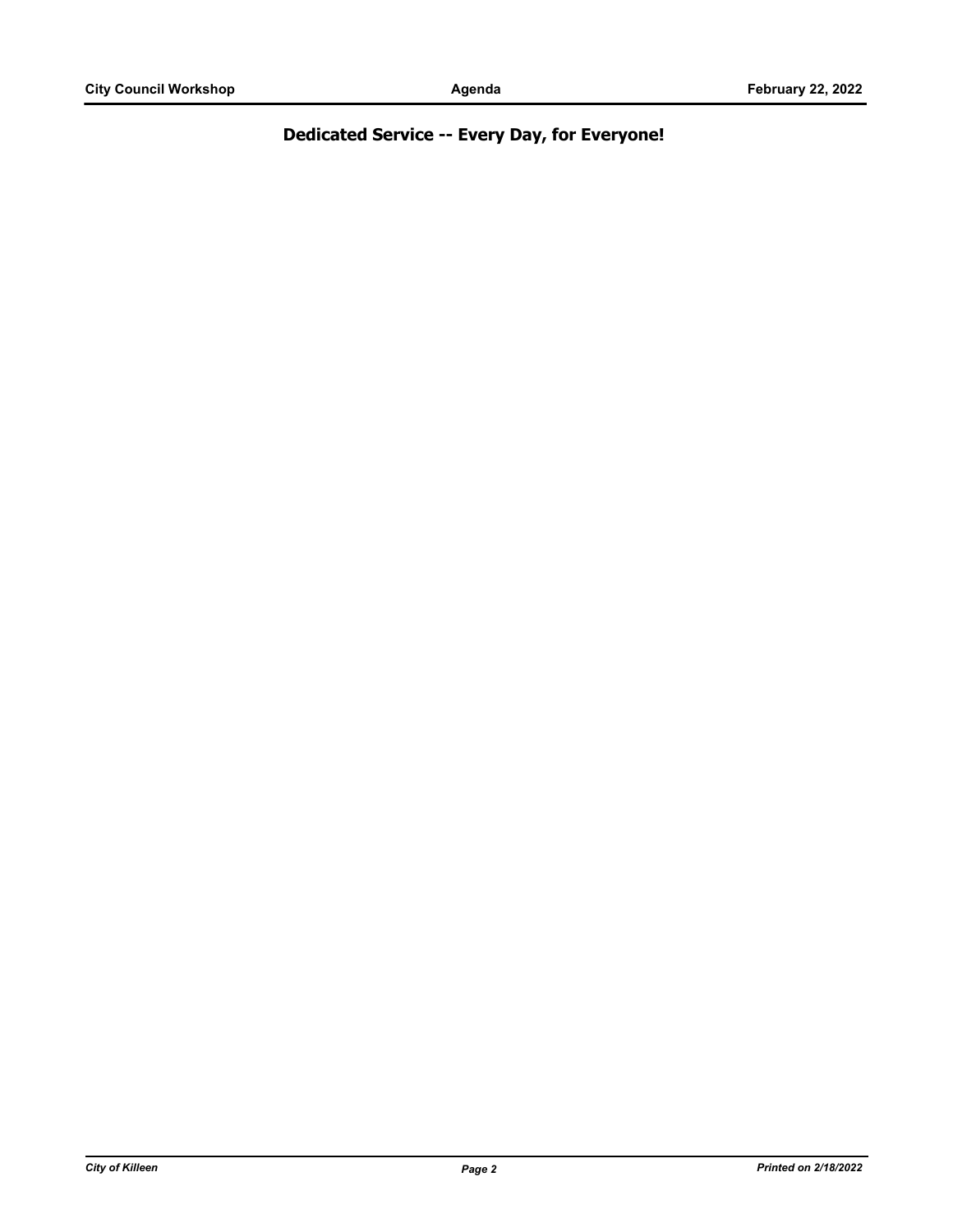**Dedicated Service -- Every Day, for Everyone!**